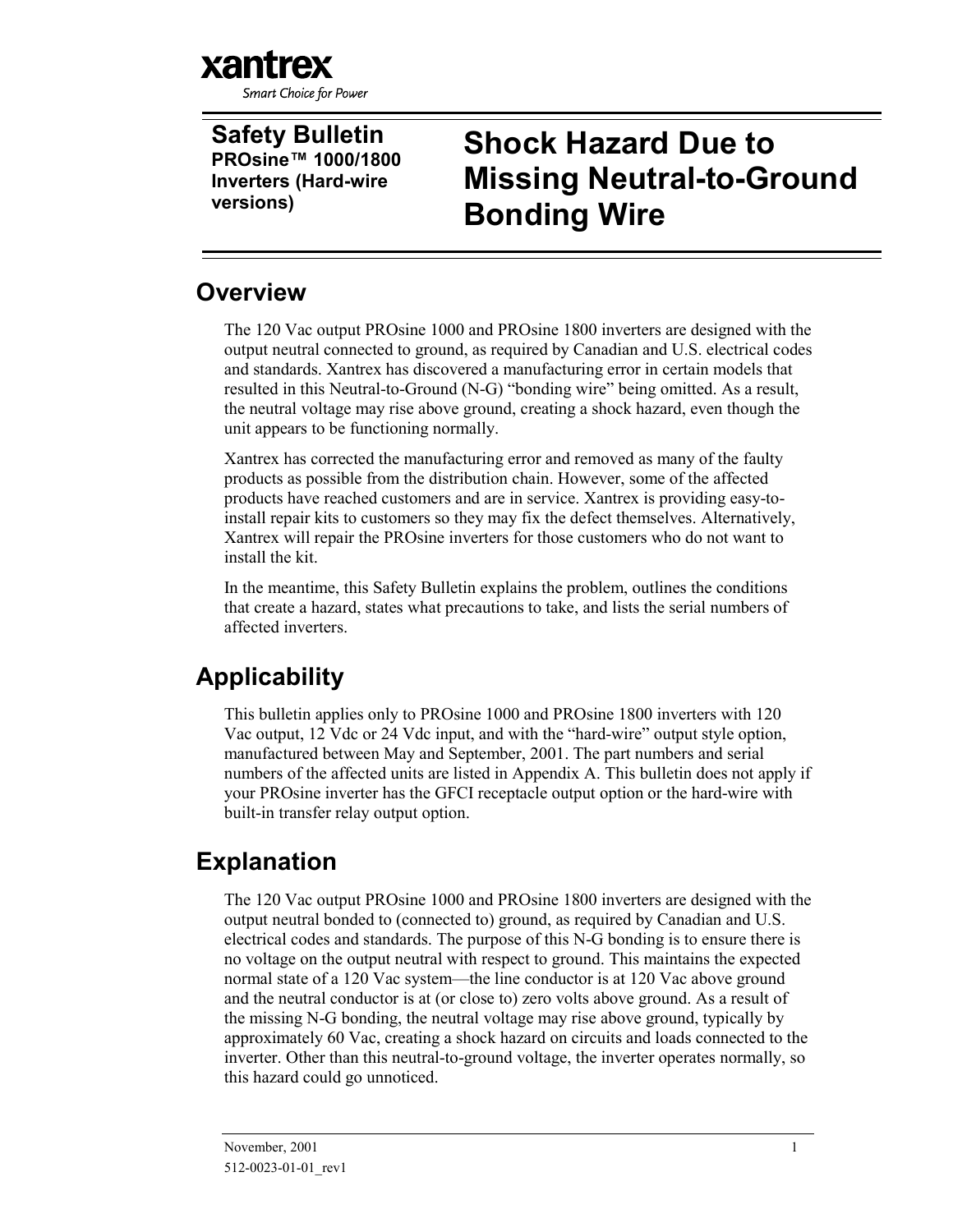xantrex

Smart Choice for Power

**Safety Bulletin**
**PROsine™ 1000/1800 Inverters (Hard-wire versions)**

# Shock Hazard Due to Missing Neutral-to-Ground Bonding Wire

## Overview

The 120 Vac output PROsine 1000 and PROsine 1800 inverters are designed with the output neutral connected to ground, as required by Canadian and U.S. electrical codes and standards. Xantrex has discovered a manufacturing error in certain models that resulted in this Neutral-to-Ground (N-G) "bonding wire" being omitted. As a result, the neutral voltage may rise above ground, creating a shock hazard, even though the unit appears to be functioning normally.

Xantrex has corrected the manufacturing error and removed as many of the faulty products as possible from the distribution chain. However, some of the affected products have reached customers and are in service. Xantrex is providing easy-to-install repair kits to customers so they may fix the defect themselves. Alternatively, Xantrex will repair the PROsine inverters for those customers who do not want to install the kit.

In the meantime, this Safety Bulletin explains the problem, outlines the conditions that create a hazard, states what precautions to take, and lists the serial numbers of affected inverters.

## Applicability

This bulletin applies only to PROsine 1000 and PROsine 1800 inverters with 120 Vac output, 12 Vdc or 24 Vdc input, and with the "hard-wire" output style option, manufactured between May and September, 2001. The part numbers and serial numbers of the affected units are listed in Appendix A. This bulletin does not apply if your PROsine inverter has the GFCI receptacle output option or the hard-wire with built-in transfer relay output option.

## Explanation

The 120 Vac output PROsine 1000 and PROsine 1800 inverters are designed with the output neutral bonded to (connected to) ground, as required by Canadian and U.S. electrical codes and standards. The purpose of this N-G bonding is to ensure there is no voltage on the output neutral with respect to ground. This maintains the expected normal state of a 120 Vac system—the line conductor is at 120 Vac above ground and the neutral conductor is at (or close to) zero volts above ground. As a result of the missing N-G bonding, the neutral voltage may rise above ground, typically by approximately 60 Vac, creating a shock hazard on circuits and loads connected to the inverter. Other than this neutral-to-ground voltage, the inverter operates normally, so this hazard could go unnoticed.

November, 2001

512-0023-01-01_rev1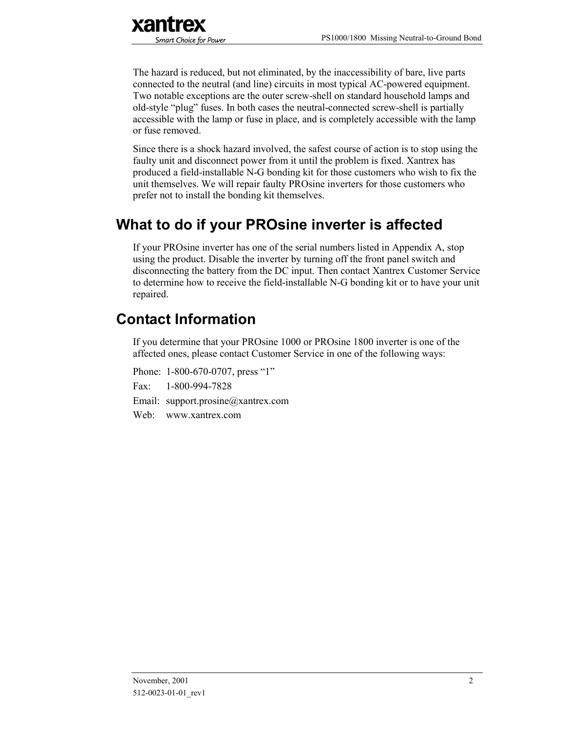The hazard is reduced, but not eliminated, by the inaccessibility of bare, live parts connected to the neutral (and line) circuits in most typical AC-powered equipment. Two notable exceptions are the outer screw-shell on standard household lamps and old-style "plug" fuses. In both cases the neutral-connected screw-shell is partially accessible with the lamp or fuse in place, and is completely accessible with the lamp or fuse removed.

Since there is a shock hazard involved, the safest course of action is to stop using the faulty unit and disconnect power from it until the problem is fixed. Xantrex has produced a field-installable N-G bonding kit for those customers who wish to fix the unit themselves. We will repair faulty PROsine inverters for those customers who prefer not to install the bonding kit themselves.

## What to do if your PROsine inverter is affected

If your PROsine inverter has one of the serial numbers listed in Appendix A, stop using the product. Disable the inverter by turning off the front panel switch and disconnecting the battery from the DC input. Then contact Xantrex Customer Service to determine how to receive the field-installable N-G bonding kit or to have your unit repaired.

## Contact Information

If you determine that your PROsine 1000 or PROsine 1800 inverter is one of the affected ones, please contact Customer Service in one of the following ways:

Phone: 1-800-670-0707, press "1"

Fax: 1-800-994-7828

Email: support.prosine@xantrex.com

Web: www.xantrex.com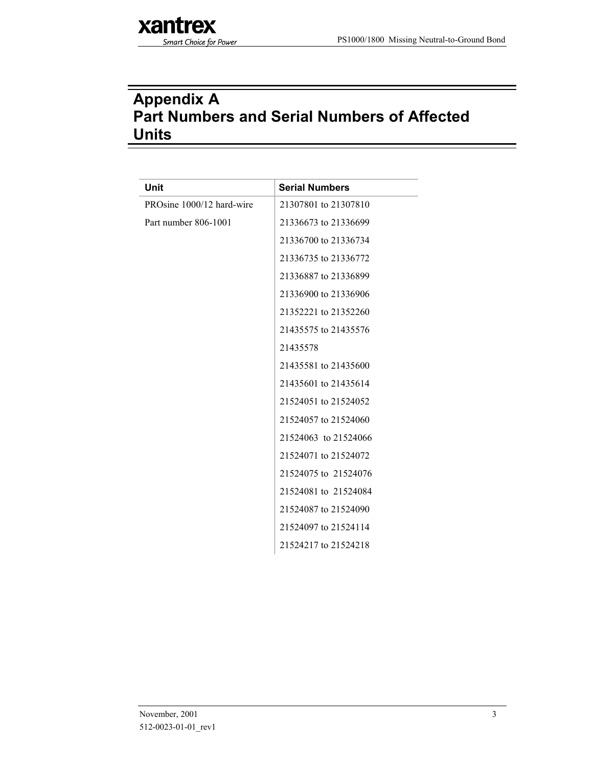# Appendix A
# Part Numbers and Serial Numbers of Affected Units

| Unit | Serial Numbers |
|---|---|
| PROsine 1000/12 hard-wire | 21307801 to 21307810 |
| Part number 806-1001 | 21336673 to 21336699 |
| | 21336700 to 21336734 |
| | 21336735 to 21336772 |
| | 21336887 to 21336899 |
| | 21336900 to 21336906 |
| | 21352221 to 21352260 |
| | 21435575 to 21435576 |
| | 21435578 |
| | 21435581 to 21435600 |
| | 21435601 to 21435614 |
| | 21524051 to 21524052 |
| | 21524057 to 21524060 |
| | 21524063 to 21524066 |
| | 21524071 to 21524072 |
| | 21524075 to 21524076 |
| | 21524081 to 21524084 |
| | 21524087 to 21524090 |
| | 21524097 to 21524114 |
| | 21524217 to 21524218 |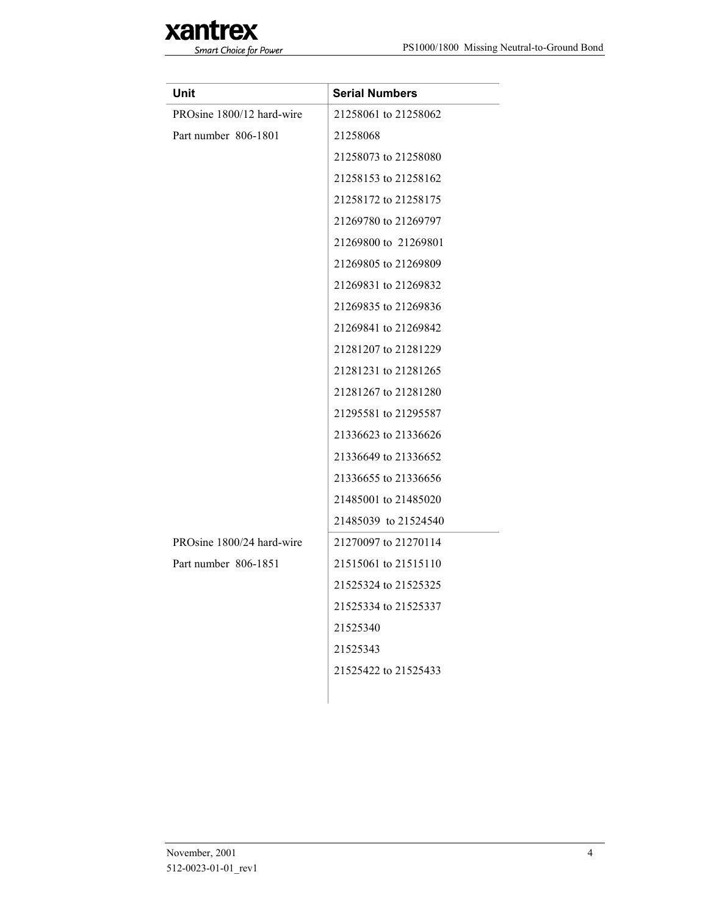| Unit | Serial Numbers |
| --- | --- |
| PROsine 1800/12 hard-wire | 21258061 to 21258062 |
| Part number 806-1801 | 21258068 |
| | 21258073 to 21258080 |
| | 21258153 to 21258162 |
| | 21258172 to 21258175 |
| | 21269780 to 21269797 |
| | 21269800 to 21269801 |
| | 21269805 to 21269809 |
| | 21269831 to 21269832 |
| | 21269835 to 21269836 |
| | 21269841 to 21269842 |
| | 21281207 to 21281229 |
| | 21281231 to 21281265 |
| | 21281267 to 21281280 |
| | 21295581 to 21295587 |
| | 21336623 to 21336626 |
| | 21336649 to 21336652 |
| | 21336655 to 21336656 |
| | 21485001 to 21485020 |
| | 21485039 to 21524540 |
| PROsine 1800/24 hard-wire | 21270097 to 21270114 |
| Part number 806-1851 | 21515061 to 21515110 |
| | 21525324 to 21525325 |
| | 21525334 to 21525337 |
| | 21525340 |
| | 21525343 |
| | 21525422 to 21525433 |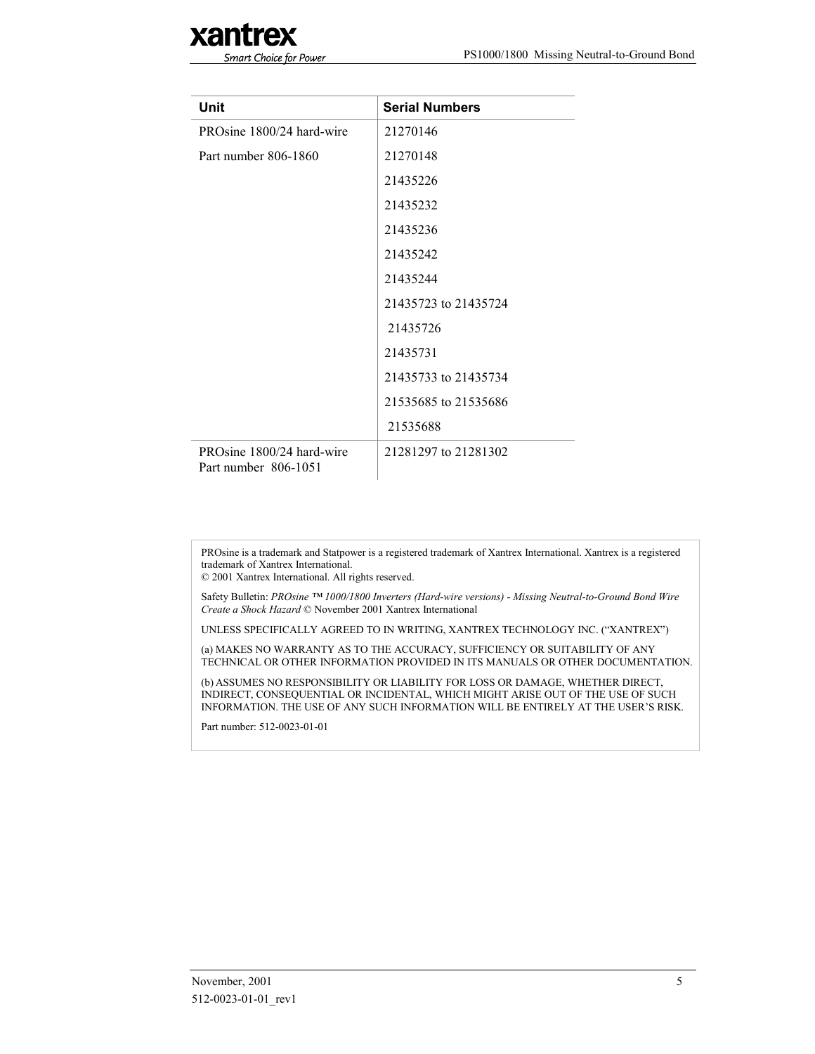| Unit | Serial Numbers |
|---|---|
| PROsine 1800/24 hard-wire | 21270146 |
| Part number 806-1860 | 21270148 |
| | 21435226 |
| | 21435232 |
| | 21435236 |
| | 21435242 |
| | 21435244 |
| | 21435723 to 21435724 |
| | 21435726 |
| | 21435731 |
| | 21435733 to 21435734 |
| | 21535685 to 21535686 |
| | 21535688 |
| PROsine 1800/24 hard-wire Part number 806-1051 | 21281297 to 21281302 |

PROsine is a trademark and Statpower is a registered trademark of Xantrex International. Xantrex is a registered trademark of Xantrex International.
© 2001 Xantrex International. All rights reserved.

Safety Bulletin: *PROsine ™ 1000/1800 Inverters (Hard-wire versions) - Missing Neutral-to-Ground Bond Wire Create a Shock Hazard* © November 2001 Xantrex International

UNLESS SPECIFICALLY AGREED TO IN WRITING, XANTREX TECHNOLOGY INC. ("XANTREX")

(a) MAKES NO WARRANTY AS TO THE ACCURACY, SUFFICIENCY OR SUITABILITY OF ANY TECHNICAL OR OTHER INFORMATION PROVIDED IN ITS MANUALS OR OTHER DOCUMENTATION.

(b) ASSUMES NO RESPONSIBILITY OR LIABILITY FOR LOSS OR DAMAGE, WHETHER DIRECT, INDIRECT, CONSEQUENTIAL OR INCIDENTAL, WHICH MIGHT ARISE OUT OF THE USE OF SUCH INFORMATION. THE USE OF ANY SUCH INFORMATION WILL BE ENTIRELY AT THE USER'S RISK.

Part number: 512-0023-01-01